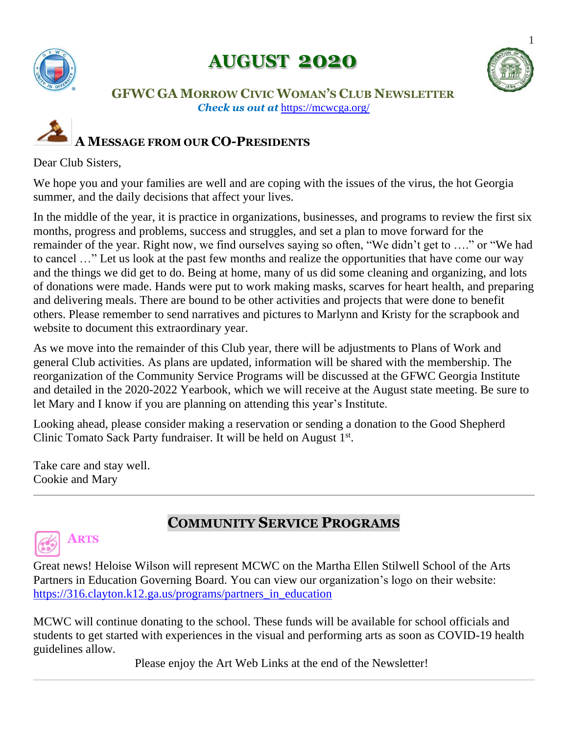# AUGUST 2020

## GFWC GA Morrow Civic Woman's Club Newsletter

***Check us out at*** https://mcwcga.org/

## A Message from our CO-Presidents

Dear Club Sisters,

We hope you and your families are well and are coping with the issues of the virus, the hot Georgia summer, and the daily decisions that affect your lives.

In the middle of the year, it is practice in organizations, businesses, and programs to review the first six months, progress and problems, success and struggles, and set a plan to move forward for the remainder of the year. Right now, we find ourselves saying so often, "We didn't get to …." or "We had to cancel …" Let us look at the past few months and realize the opportunities that have come our way and the things we did get to do. Being at home, many of us did some cleaning and organizing, and lots of donations were made. Hands were put to work making masks, scarves for heart health, and preparing and delivering meals. There are bound to be other activities and projects that were done to benefit others. Please remember to send narratives and pictures to Marlynn and Kristy for the scrapbook and website to document this extraordinary year.

As we move into the remainder of this Club year, there will be adjustments to Plans of Work and general Club activities. As plans are updated, information will be shared with the membership. The reorganization of the Community Service Programs will be discussed at the GFWC Georgia Institute and detailed in the 2020-2022 Yearbook, which we will receive at the August state meeting. Be sure to let Mary and I know if you are planning on attending this year's Institute.

Looking ahead, please consider making a reservation or sending a donation to the Good Shepherd Clinic Tomato Sack Party fundraiser. It will be held on August 1st.

Take care and stay well.
Cookie and Mary

---

## Community Service Programs

### Arts

Great news! Heloise Wilson will represent MCWC on the Martha Ellen Stilwell School of the Arts Partners in Education Governing Board. You can view our organization's logo on their website: https://316.clayton.k12.ga.us/programs/partners_in_education

MCWC will continue donating to the school. These funds will be available for school officials and students to get started with experiences in the visual and performing arts as soon as COVID-19 health guidelines allow.

Please enjoy the Art Web Links at the end of the Newsletter!

---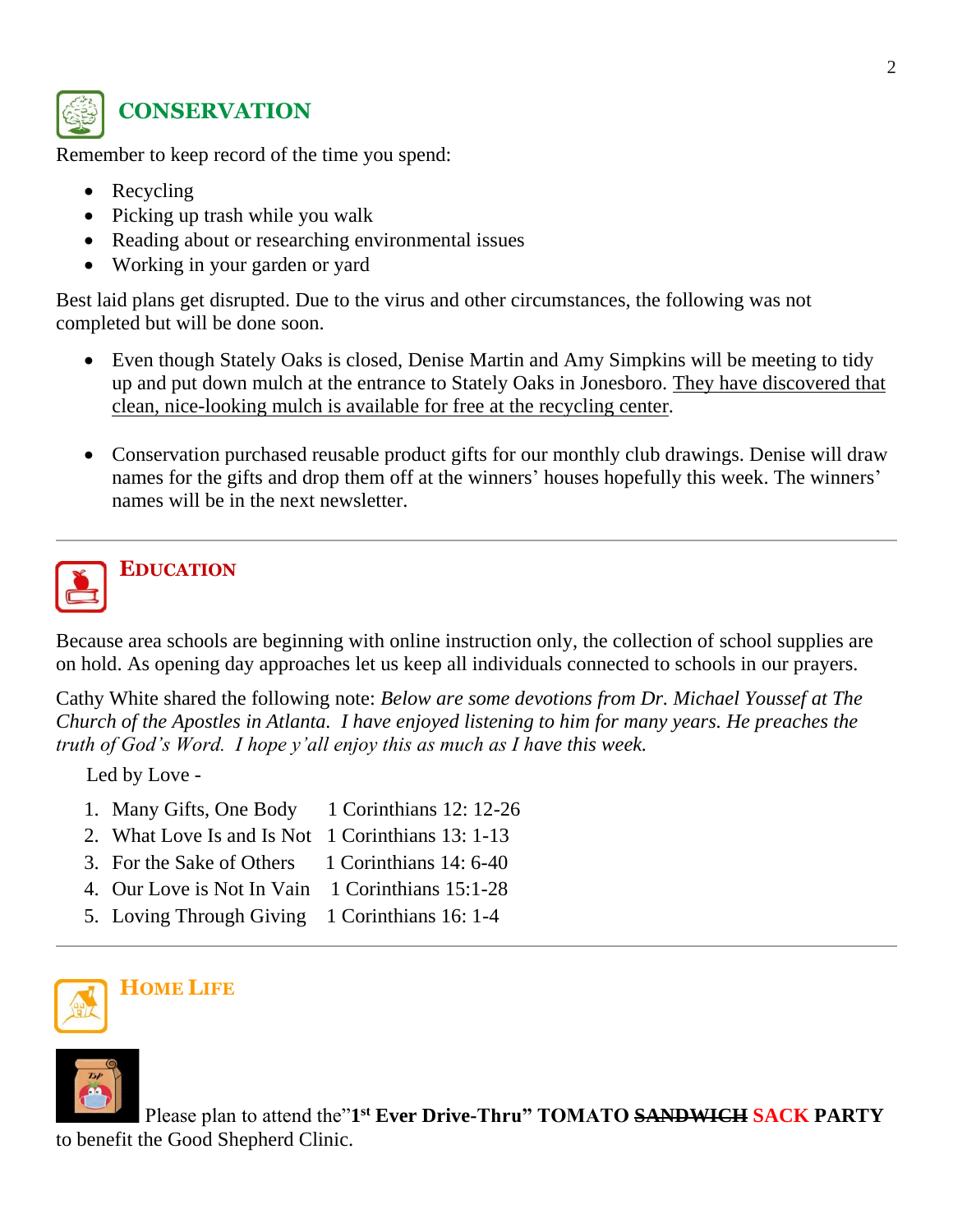## CONSERVATION

Remember to keep record of the time you spend:

- Recycling
- Picking up trash while you walk
- Reading about or researching environmental issues
- Working in your garden or yard

Best laid plans get disrupted. Due to the virus and other circumstances, the following was not completed but will be done soon.

- Even though Stately Oaks is closed, Denise Martin and Amy Simpkins will be meeting to tidy up and put down mulch at the entrance to Stately Oaks in Jonesboro. <u>They have discovered that clean, nice-looking mulch is available for free at the recycling center</u>.

- Conservation purchased reusable product gifts for our monthly club drawings. Denise will draw names for the gifts and drop them off at the winners' houses hopefully this week. The winners' names will be in the next newsletter.

---

## EDUCATION

Because area schools are beginning with online instruction only, the collection of school supplies are on hold. As opening day approaches let us keep all individuals connected to schools in our prayers.

Cathy White shared the following note: *Below are some devotions from Dr. Michael Youssef at The Church of the Apostles in Atlanta. I have enjoyed listening to him for many years. He preaches the truth of God's Word. I hope y'all enjoy this as much as I have this week.*

Led by Love -

1. Many Gifts, One Body 1 Corinthians 12: 12-26
2. What Love Is and Is Not 1 Corinthians 13: 1-13
3. For the Sake of Others 1 Corinthians 14: 6-40
4. Our Love is Not In Vain 1 Corinthians 15:1-28
5. Loving Through Giving 1 Corinthians 16: 1-4

---

## HOME LIFE

Please plan to attend the"**1st Ever Drive-Thru" TOMATO ~~SANDWICH~~ SACK PARTY** to benefit the Good Shepherd Clinic.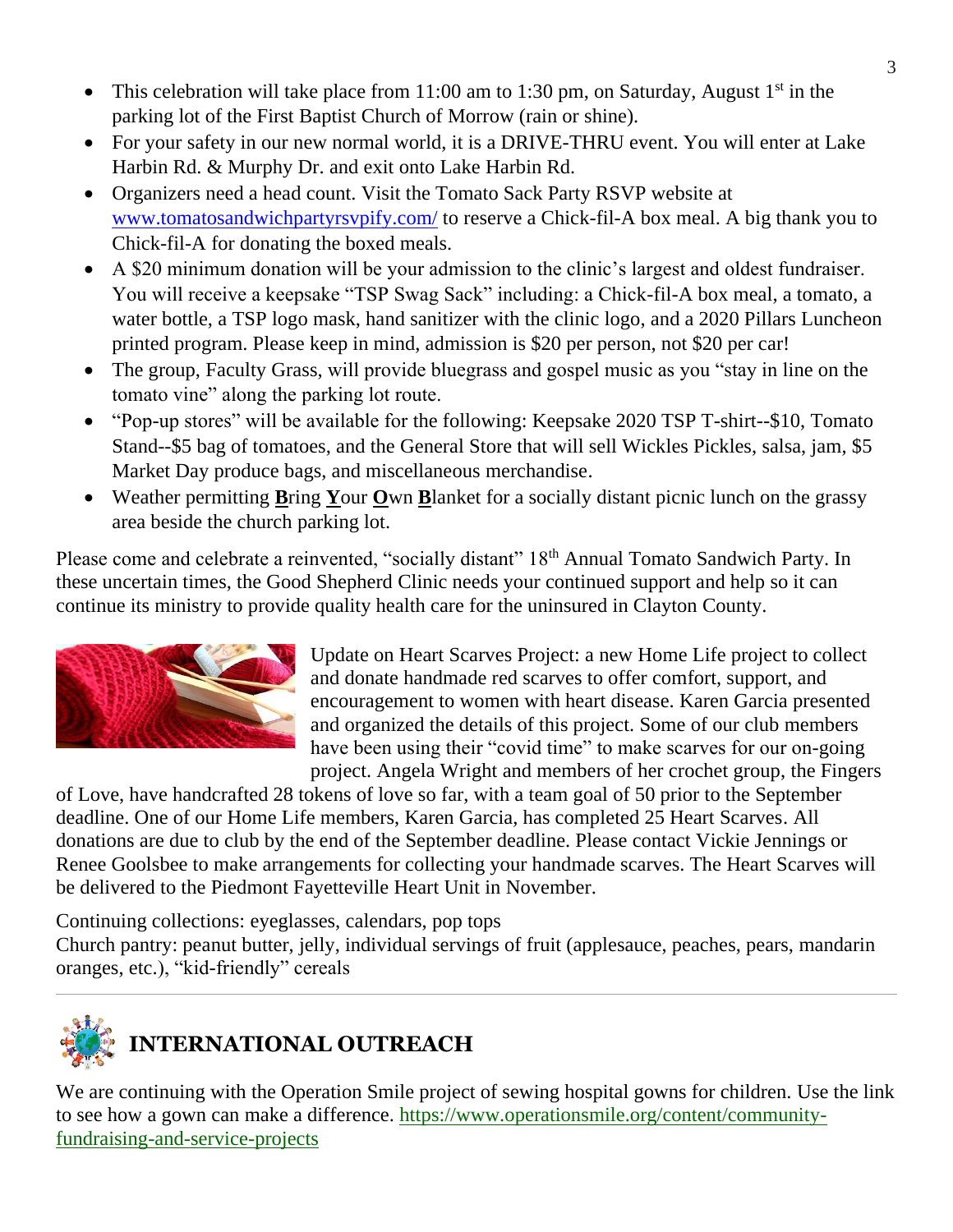- This celebration will take place from 11:00 am to 1:30 pm, on Saturday, August 1st in the parking lot of the First Baptist Church of Morrow (rain or shine).
- For your safety in our new normal world, it is a DRIVE-THRU event. You will enter at Lake Harbin Rd. & Murphy Dr. and exit onto Lake Harbin Rd.
- Organizers need a head count. Visit the Tomato Sack Party RSVP website at [www.tomatosandwichpartyrsvpify.com/](www.tomatosandwichpartyrsvpify.com/) to reserve a Chick-fil-A box meal. A big thank you to Chick-fil-A for donating the boxed meals.
- A $20 minimum donation will be your admission to the clinic's largest and oldest fundraiser. You will receive a keepsake "TSP Swag Sack" including: a Chick-fil-A box meal, a tomato, a water bottle, a TSP logo mask, hand sanitizer with the clinic logo, and a 2020 Pillars Luncheon printed program. Please keep in mind, admission is $20 per person, not $20 per car!
- The group, Faculty Grass, will provide bluegrass and gospel music as you "stay in line on the tomato vine" along the parking lot route.
- "Pop-up stores" will be available for the following: Keepsake 2020 TSP T-shirt--$10, Tomato Stand--$5 bag of tomatoes, and the General Store that will sell Wickles Pickles, salsa, jam, $5 Market Day produce bags, and miscellaneous merchandise.
- Weather permitting **B**ring **Y**our **O**wn **B**lanket for a socially distant picnic lunch on the grassy area beside the church parking lot.

Please come and celebrate a reinvented, "socially distant" 18th Annual Tomato Sandwich Party. In these uncertain times, the Good Shepherd Clinic needs your continued support and help so it can continue its ministry to provide quality health care for the uninsured in Clayton County.

Update on Heart Scarves Project: a new Home Life project to collect and donate handmade red scarves to offer comfort, support, and encouragement to women with heart disease. Karen Garcia presented and organized the details of this project. Some of our club members have been using their "covid time" to make scarves for our on-going project. Angela Wright and members of her crochet group, the Fingers of Love, have handcrafted 28 tokens of love so far, with a team goal of 50 prior to the September deadline. One of our Home Life members, Karen Garcia, has completed 25 Heart Scarves. All donations are due to club by the end of the September deadline. Please contact Vickie Jennings or Renee Goolsbee to make arrangements for collecting your handmade scarves. The Heart Scarves will be delivered to the Piedmont Fayetteville Heart Unit in November.

Continuing collections: eyeglasses, calendars, pop tops
Church pantry: peanut butter, jelly, individual servings of fruit (applesauce, peaches, pears, mandarin oranges, etc.), "kid-friendly" cereals

---

## INTERNATIONAL OUTREACH

We are continuing with the Operation Smile project of sewing hospital gowns for children. Use the link to see how a gown can make a difference. [https://www.operationsmile.org/content/community-fundraising-and-service-projects](https://www.operationsmile.org/content/community-fundraising-and-service-projects)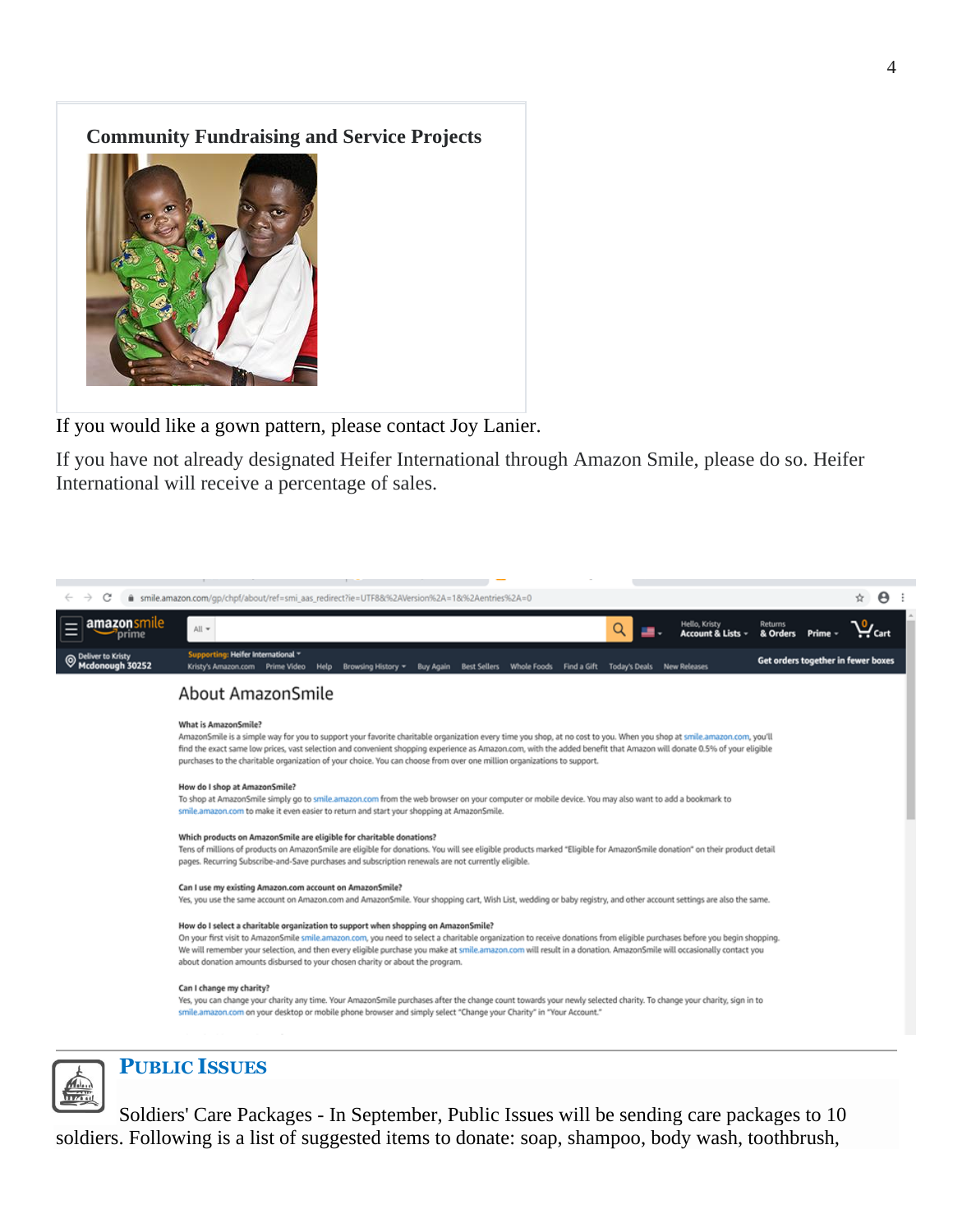## Community Fundraising and Service Projects

If you would like a gown pattern, please contact Joy Lanier.

If you have not already designated Heifer International through Amazon Smile, please do so. Heifer International will receive a percentage of sales.

## Public Issues

Soldiers' Care Packages - In September, Public Issues will be sending care packages to 10 soldiers. Following is a list of suggested items to donate: soap, shampoo, body wash, toothbrush,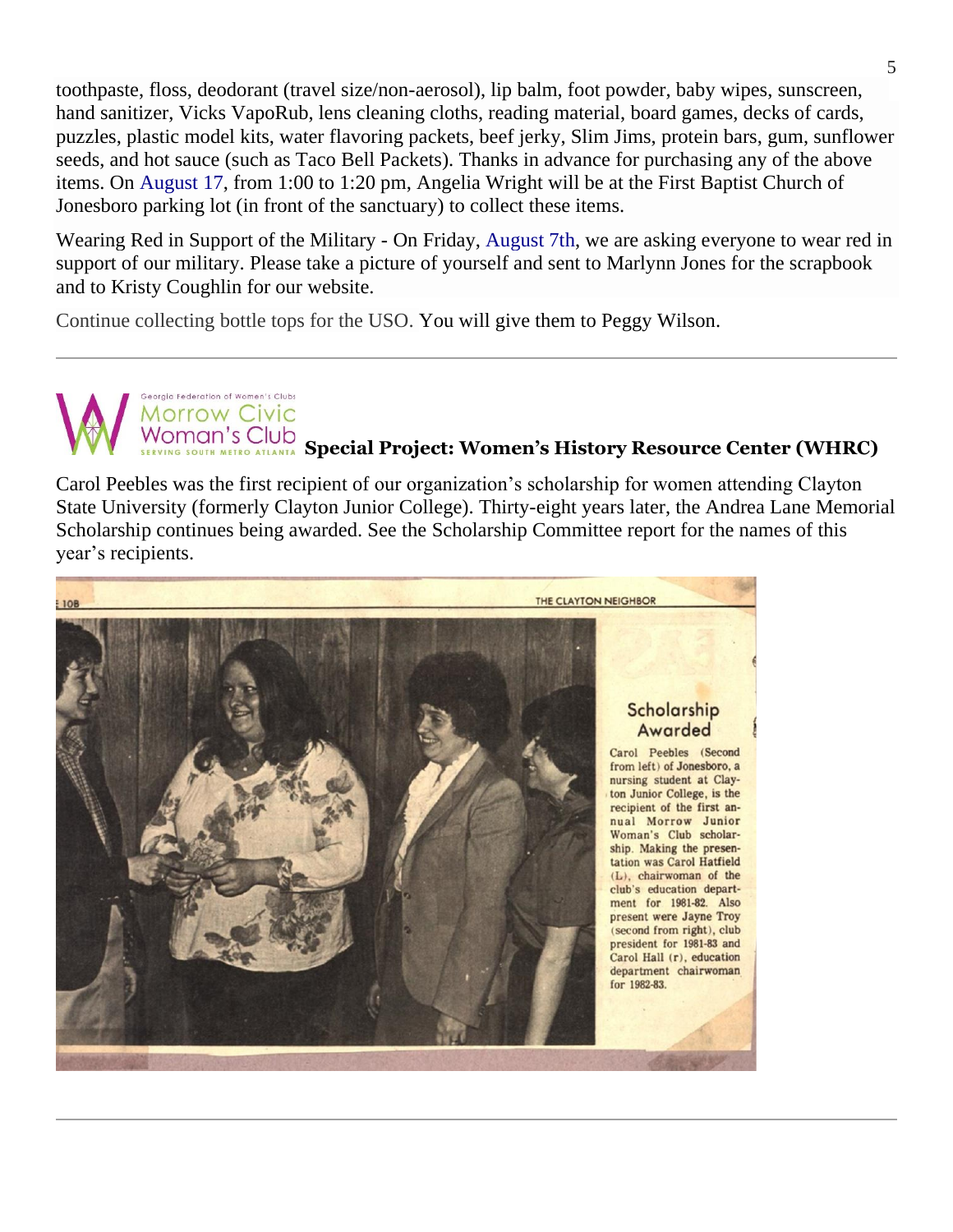toothpaste, floss, deodorant (travel size/non-aerosol), lip balm, foot powder, baby wipes, sunscreen, hand sanitizer, Vicks VapoRub, lens cleaning cloths, reading material, board games, decks of cards, puzzles, plastic model kits, water flavoring packets, beef jerky, Slim Jims, protein bars, gum, sunflower seeds, and hot sauce (such as Taco Bell Packets). Thanks in advance for purchasing any of the above items. On August 17, from 1:00 to 1:20 pm, Angelia Wright will be at the First Baptist Church of Jonesboro parking lot (in front of the sanctuary) to collect these items.

Wearing Red in Support of the Military - On Friday, August 7th, we are asking everyone to wear red in support of our military. Please take a picture of yourself and sent to Marlynn Jones for the scrapbook and to Kristy Coughlin for our website.

Continue collecting bottle tops for the USO. You will give them to Peggy Wilson.

---

Georgia Federation of Women's Clubs
Morrow Civic Woman's Club
SERVING SOUTH METRO ATLANTA

## Special Project: Women's History Resource Center (WHRC)

Carol Peebles was the first recipient of our organization's scholarship for women attending Clayton State University (formerly Clayton Junior College). Thirty-eight years later, the Andrea Lane Memorial Scholarship continues being awarded. See the Scholarship Committee report for the names of this year's recipients.

E 10B THE CLAYTON NEIGHBOR

### Scholarship Awarded

Carol Peebles (Second from left) of Jonesboro, a nursing student at Clayton Junior College, is the recipient of the first annual Morrow Junior Woman's Club scholarship. Making the presentation was Carol Hatfield (L), chairwoman of the club's education department for 1981-82. Also present were Jayne Troy (second from right), club president for 1981-83 and Carol Hall (r), education department chairwoman for 1982-83.

---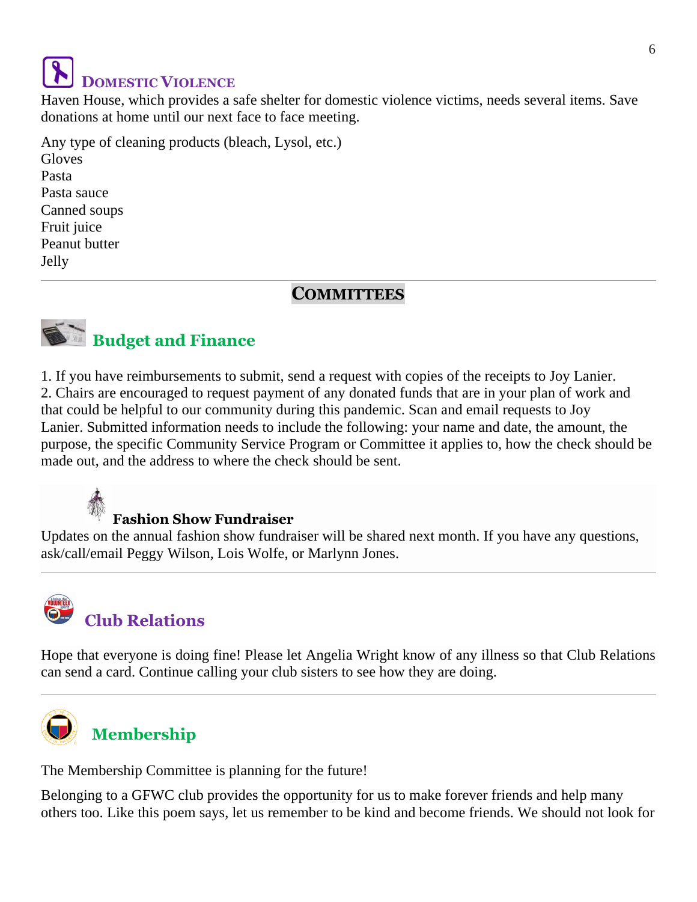## Domestic Violence

Haven House, which provides a safe shelter for domestic violence victims, needs several items. Save donations at home until our next face to face meeting.

Any type of cleaning products (bleach, Lysol, etc.)
Gloves
Pasta
Pasta sauce
Canned soups
Fruit juice
Peanut butter
Jelly

---

# Committees

## Budget and Finance

1. If you have reimbursements to submit, send a request with copies of the receipts to Joy Lanier.
2. Chairs are encouraged to request payment of any donated funds that are in your plan of work and that could be helpful to our community during this pandemic. Scan and email requests to Joy Lanier. Submitted information needs to include the following: your name and date, the amount, the purpose, the specific Community Service Program or Committee it applies to, how the check should be made out, and the address to where the check should be sent.

### Fashion Show Fundraiser

Updates on the annual fashion show fundraiser will be shared next month. If you have any questions, ask/call/email Peggy Wilson, Lois Wolfe, or Marlynn Jones.

---

## Club Relations

Hope that everyone is doing fine! Please let Angelia Wright know of any illness so that Club Relations can send a card. Continue calling your club sisters to see how they are doing.

---

## Membership

The Membership Committee is planning for the future!

Belonging to a GFWC club provides the opportunity for us to make forever friends and help many others too. Like this poem says, let us remember to be kind and become friends. We should not look for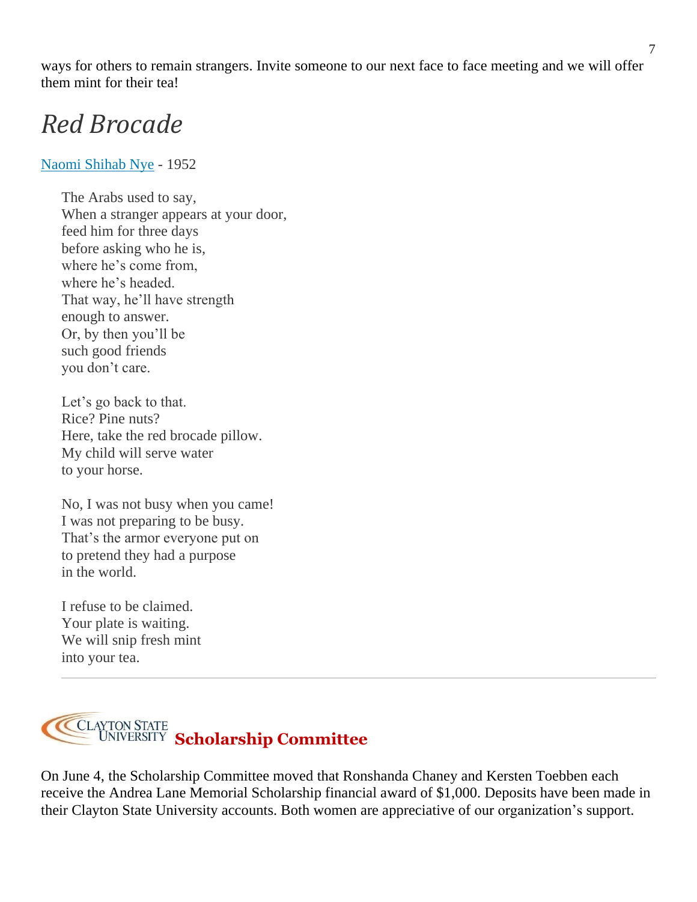ways for others to remain strangers. Invite someone to our next face to face meeting and we will offer them mint for their tea!

# *Red Brocade*

Naomi Shihab Nye - 1952

The Arabs used to say,
When a stranger appears at your door,
feed him for three days
before asking who he is,
where he's come from,
where he's headed.
That way, he'll have strength
enough to answer.
Or, by then you'll be
such good friends
you don't care.

Let's go back to that.
Rice? Pine nuts?
Here, take the red brocade pillow.
My child will serve water
to your horse.

No, I was not busy when you came!
I was not preparing to be busy.
That's the armor everyone put on
to pretend they had a purpose
in the world.

I refuse to be claimed.
Your plate is waiting.
We will snip fresh mint
into your tea.

---

## Clayton State University **Scholarship Committee**

On June 4, the Scholarship Committee moved that Ronshanda Chaney and Kersten Toebben each receive the Andrea Lane Memorial Scholarship financial award of $1,000. Deposits have been made in their Clayton State University accounts. Both women are appreciative of our organization's support.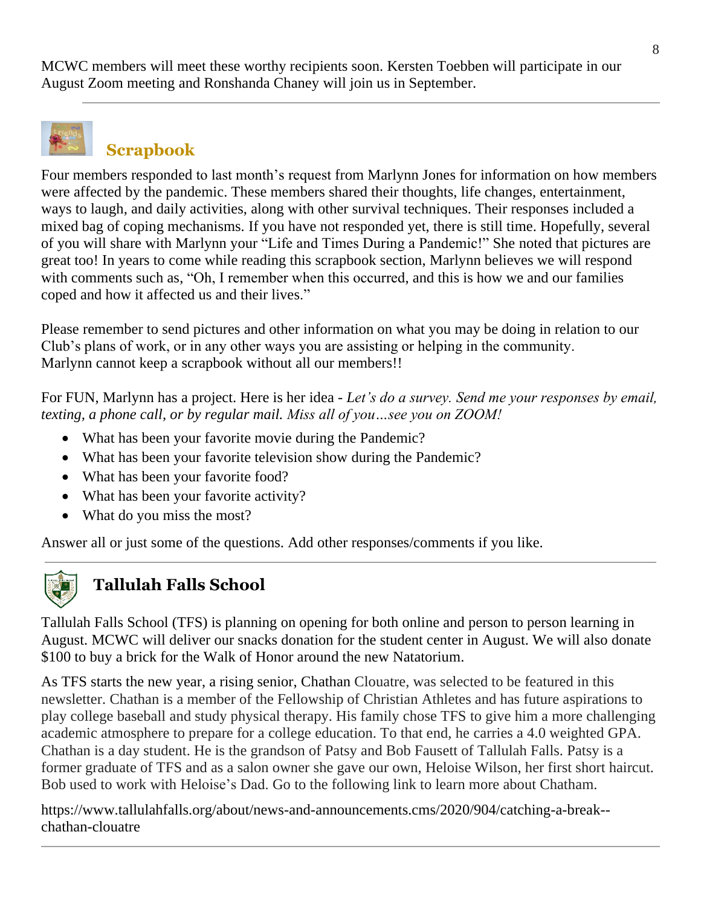MCWC members will meet these worthy recipients soon. Kersten Toebben will participate in our August Zoom meeting and Ronshanda Chaney will join us in September.

---

## Scrapbook

Four members responded to last month's request from Marlynn Jones for information on how members were affected by the pandemic. These members shared their thoughts, life changes, entertainment, ways to laugh, and daily activities, along with other survival techniques. Their responses included a mixed bag of coping mechanisms. If you have not responded yet, there is still time. Hopefully, several of you will share with Marlynn your "Life and Times During a Pandemic!" She noted that pictures are great too! In years to come while reading this scrapbook section, Marlynn believes we will respond with comments such as, "Oh, I remember when this occurred, and this is how we and our families coped and how it affected us and their lives."

Please remember to send pictures and other information on what you may be doing in relation to our Club's plans of work, or in any other ways you are assisting or helping in the community. Marlynn cannot keep a scrapbook without all our members!!

For FUN, Marlynn has a project. Here is her idea - *Let's do a survey. Send me your responses by email, texting, a phone call, or by regular mail. Miss all of you…see you on ZOOM!*

- What has been your favorite movie during the Pandemic?
- What has been your favorite television show during the Pandemic?
- What has been your favorite food?
- What has been your favorite activity?
- What do you miss the most?

Answer all or just some of the questions. Add other responses/comments if you like.

---

## Tallulah Falls School

Tallulah Falls School (TFS) is planning on opening for both online and person to person learning in August. MCWC will deliver our snacks donation for the student center in August. We will also donate $100 to buy a brick for the Walk of Honor around the new Natatorium.

As TFS starts the new year, a rising senior, Chathan Clouatre, was selected to be featured in this newsletter. Chathan is a member of the Fellowship of Christian Athletes and has future aspirations to play college baseball and study physical therapy. His family chose TFS to give him a more challenging academic atmosphere to prepare for a college education. To that end, he carries a 4.0 weighted GPA. Chathan is a day student. He is the grandson of Patsy and Bob Fausett of Tallulah Falls. Patsy is a former graduate of TFS and as a salon owner she gave our own, Heloise Wilson, her first short haircut. Bob used to work with Heloise's Dad. Go to the following link to learn more about Chatham.

https://www.tallulahfalls.org/about/news-and-announcements.cms/2020/904/catching-a-break--chathan-clouatre

---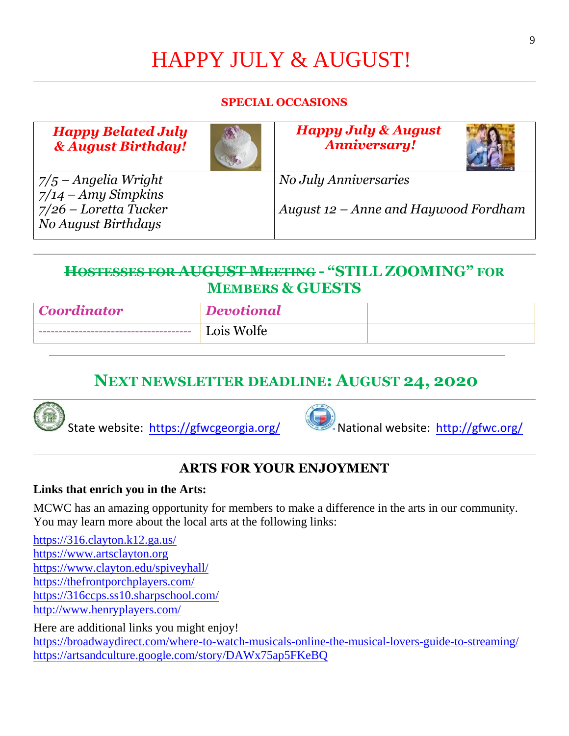# HAPPY JULY & AUGUST!

## SPECIAL OCCASIONS

| *Happy Belated July & August Birthday!* | *Happy July & August Anniversary!* |
|---|---|
| *7/5 – Angelia Wright*<br>*7/14 – Amy Simpkins*<br>*7/26 – Loretta Tucker*<br>*No August Birthdays* | *No July Anniversaries*<br><br>*August 12 – Anne and Haywood Fordham* |

## ~~HOSTESSES FOR AUGUST MEETING~~ - "STILL ZOOMING" FOR MEMBERS & GUESTS

| *Coordinator* | *Devotional* | |
|---|---|---|
| ------------------------------------- | Lois Wolfe | |

## NEXT NEWSLETTER DEADLINE: AUGUST 24, 2020

State website: https://gfwcgeorgia.org/ National website: http://gfwc.org/

## ARTS FOR YOUR ENJOYMENT

**Links that enrich you in the Arts:**

MCWC has an amazing opportunity for members to make a difference in the arts in our community. You may learn more about the local arts at the following links:

https://316.clayton.k12.ga.us/
https://www.artsclayton.org
https://www.clayton.edu/spiveyhall/
https://thefrontporchplayers.com/
https://316ccps.ss10.sharpschool.com/
http://www.henryplayers.com/

Here are additional links you might enjoy!
https://broadwaydirect.com/where-to-watch-musicals-online-the-musical-lovers-guide-to-streaming/
https://artsandculture.google.com/story/DAWx75ap5FKeBQ